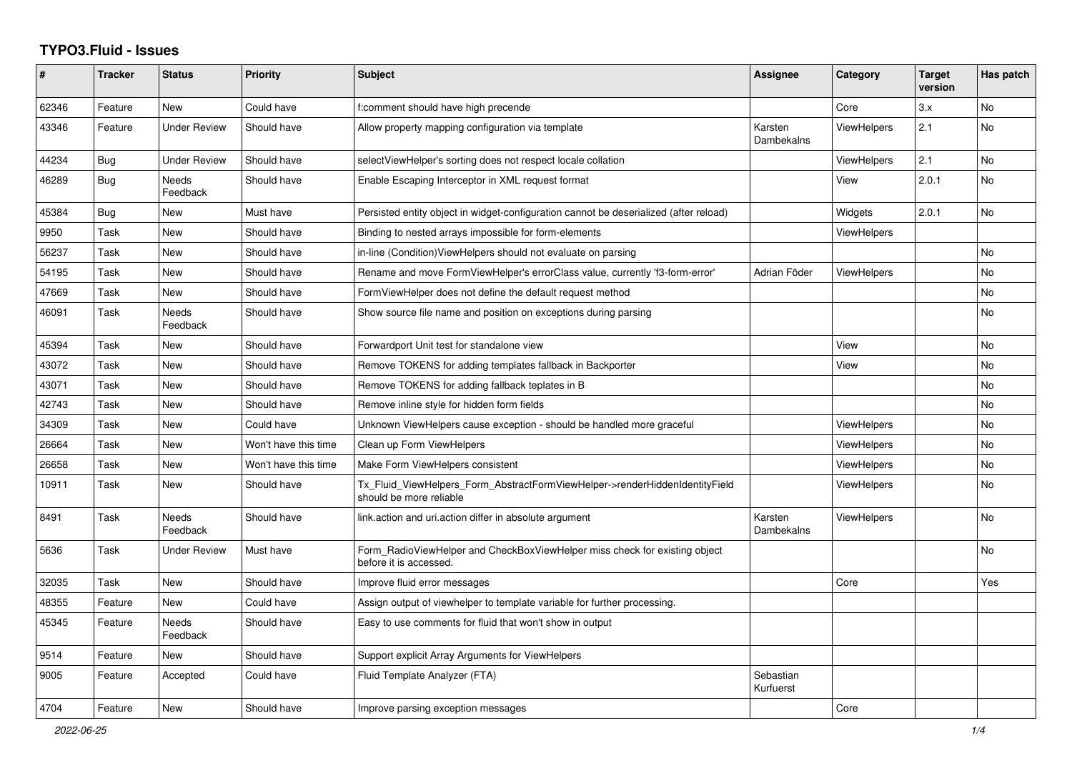# TYPO3.Fluid - Issues

| # | Tracker | Status | Priority | Subject | Assignee | Category | Target version | Has patch |
|---|---|---|---|---|---|---|---|---|
| 62346 | Feature | New | Could have | f:comment should have high precende | | Core | 3.x | No |
| 43346 | Feature | Under Review | Should have | Allow property mapping configuration via template | Karsten Dambekalns | ViewHelpers | 2.1 | No |
| 44234 | Bug | Under Review | Should have | selectViewHelper's sorting does not respect locale collation | | ViewHelpers | 2.1 | No |
| 46289 | Bug | Needs Feedback | Should have | Enable Escaping Interceptor in XML request format | | View | 2.0.1 | No |
| 45384 | Bug | New | Must have | Persisted entity object in widget-configuration cannot be deserialized (after reload) | | Widgets | 2.0.1 | No |
| 9950 | Task | New | Should have | Binding to nested arrays impossible for form-elements | | ViewHelpers | | |
| 56237 | Task | New | Should have | in-line (Condition)ViewHelpers should not evaluate on parsing | | | | No |
| 54195 | Task | New | Should have | Rename and move FormViewHelper's errorClass value, currently 'f3-form-error' | Adrian Föder | ViewHelpers | | No |
| 47669 | Task | New | Should have | FormViewHelper does not define the default request method | | | | No |
| 46091 | Task | Needs Feedback | Should have | Show source file name and position on exceptions during parsing | | | | No |
| 45394 | Task | New | Should have | Forwardport Unit test for standalone view | | View | | No |
| 43072 | Task | New | Should have | Remove TOKENS for adding templates fallback in Backporter | | View | | No |
| 43071 | Task | New | Should have | Remove TOKENS for adding fallback teplates in B | | | | No |
| 42743 | Task | New | Should have | Remove inline style for hidden form fields | | | | No |
| 34309 | Task | New | Could have | Unknown ViewHelpers cause exception - should be handled more graceful | | ViewHelpers | | No |
| 26664 | Task | New | Won't have this time | Clean up Form ViewHelpers | | ViewHelpers | | No |
| 26658 | Task | New | Won't have this time | Make Form ViewHelpers consistent | | ViewHelpers | | No |
| 10911 | Task | New | Should have | Tx_Fluid_ViewHelpers_Form_AbstractFormViewHelper->renderHiddenIdentityField should be more reliable | | ViewHelpers | | No |
| 8491 | Task | Needs Feedback | Should have | link.action and uri.action differ in absolute argument | Karsten Dambekalns | ViewHelpers | | No |
| 5636 | Task | Under Review | Must have | Form_RadioViewHelper and CheckBoxViewHelper miss check for existing object before it is accessed. | | | | No |
| 32035 | Task | New | Should have | Improve fluid error messages | | Core | | Yes |
| 48355 | Feature | New | Could have | Assign output of viewhelper to template variable for further processing. | | | | |
| 45345 | Feature | Needs Feedback | Should have | Easy to use comments for fluid that won't show in output | | | | |
| 9514 | Feature | New | Should have | Support explicit Array Arguments for ViewHelpers | | | | |
| 9005 | Feature | Accepted | Could have | Fluid Template Analyzer (FTA) | Sebastian Kurfuerst | | | |
| 4704 | Feature | New | Should have | Improve parsing exception messages | | Core | | |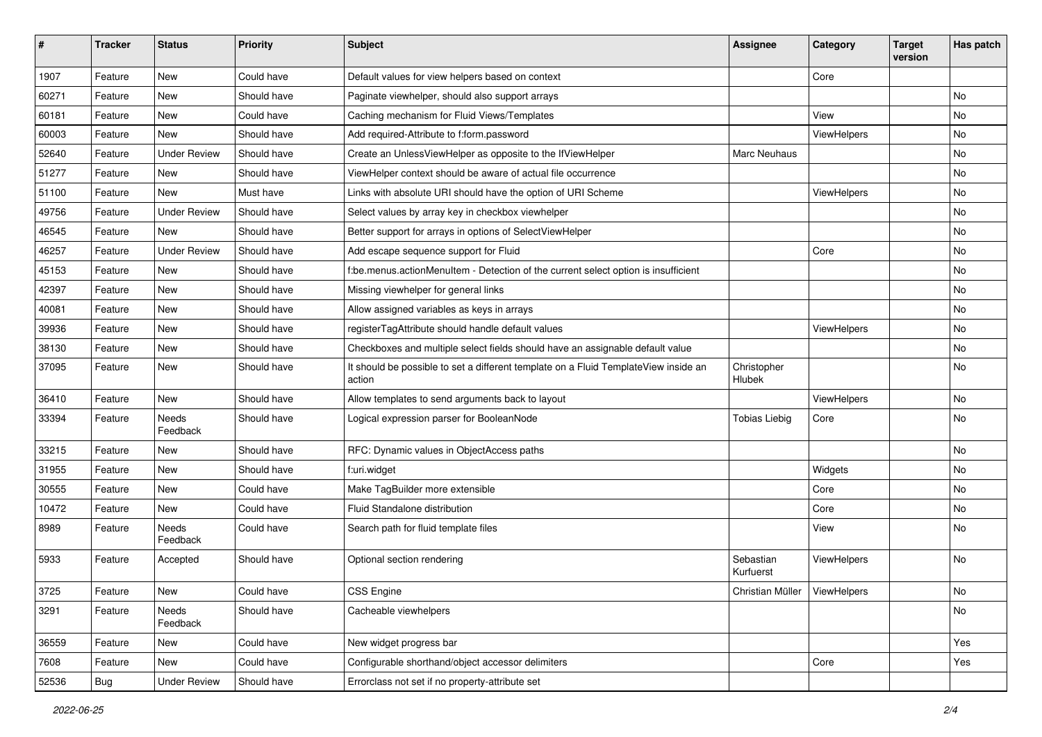| # | Tracker | Status | Priority | Subject | Assignee | Category | Target version | Has patch |
|---|---|---|---|---|---|---|---|---|
| 1907 | Feature | New | Could have | Default values for view helpers based on context | | Core | | |
| 60271 | Feature | New | Should have | Paginate viewhelper, should also support arrays | | | | No |
| 60181 | Feature | New | Could have | Caching mechanism for Fluid Views/Templates | | View | | No |
| 60003 | Feature | New | Should have | Add required-Attribute to f:form.password | | ViewHelpers | | No |
| 52640 | Feature | Under Review | Should have | Create an UnlessViewHelper as opposite to the IfViewHelper | Marc Neuhaus | | | No |
| 51277 | Feature | New | Should have | ViewHelper context should be aware of actual file occurrence | | | | No |
| 51100 | Feature | New | Must have | Links with absolute URI should have the option of URI Scheme | | ViewHelpers | | No |
| 49756 | Feature | Under Review | Should have | Select values by array key in checkbox viewhelper | | | | No |
| 46545 | Feature | New | Should have | Better support for arrays in options of SelectViewHelper | | | | No |
| 46257 | Feature | Under Review | Should have | Add escape sequence support for Fluid | | Core | | No |
| 45153 | Feature | New | Should have | f:be.menus.actionMenuItem - Detection of the current select option is insufficient | | | | No |
| 42397 | Feature | New | Should have | Missing viewhelper for general links | | | | No |
| 40081 | Feature | New | Should have | Allow assigned variables as keys in arrays | | | | No |
| 39936 | Feature | New | Should have | registerTagAttribute should handle default values | | ViewHelpers | | No |
| 38130 | Feature | New | Should have | Checkboxes and multiple select fields should have an assignable default value | | | | No |
| 37095 | Feature | New | Should have | It should be possible to set a different template on a Fluid TemplateView inside an action | Christopher Hlubek | | | No |
| 36410 | Feature | New | Should have | Allow templates to send arguments back to layout | | ViewHelpers | | No |
| 33394 | Feature | Needs Feedback | Should have | Logical expression parser for BooleanNode | Tobias Liebig | Core | | No |
| 33215 | Feature | New | Should have | RFC: Dynamic values in ObjectAccess paths | | | | No |
| 31955 | Feature | New | Should have | f:uri.widget | | Widgets | | No |
| 30555 | Feature | New | Could have | Make TagBuilder more extensible | | Core | | No |
| 10472 | Feature | New | Could have | Fluid Standalone distribution | | Core | | No |
| 8989 | Feature | Needs Feedback | Could have | Search path for fluid template files | | View | | No |
| 5933 | Feature | Accepted | Should have | Optional section rendering | Sebastian Kurfuerst | ViewHelpers | | No |
| 3725 | Feature | New | Could have | CSS Engine | Christian Müller | ViewHelpers | | No |
| 3291 | Feature | Needs Feedback | Should have | Cacheable viewhelpers | | | | No |
| 36559 | Feature | New | Could have | New widget progress bar | | | | Yes |
| 7608 | Feature | New | Could have | Configurable shorthand/object accessor delimiters | | Core | | Yes |
| 52536 | Bug | Under Review | Should have | Errorclass not set if no property-attribute set | | | | |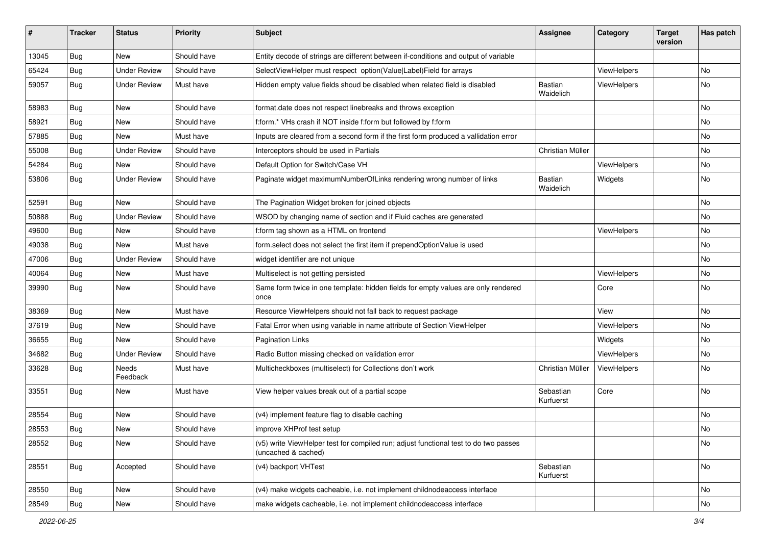| # | Tracker | Status | Priority | Subject | Assignee | Category | Target version | Has patch |
|---|---|---|---|---|---|---|---|---|
| 13045 | Bug | New | Should have | Entity decode of strings are different between if-conditions and output of variable | | | | |
| 65424 | Bug | Under Review | Should have | SelectViewHelper must respect option(Value\|Label)Field for arrays | | ViewHelpers | | No |
| 59057 | Bug | Under Review | Must have | Hidden empty value fields shoud be disabled when related field is disabled | Bastian Waidelich | ViewHelpers | | No |
| 58983 | Bug | New | Should have | format.date does not respect linebreaks and throws exception | | | | No |
| 58921 | Bug | New | Should have | f:form.* VHs crash if NOT inside f:form but followed by f:form | | | | No |
| 57885 | Bug | New | Must have | Inputs are cleared from a second form if the first form produced a vallidation error | | | | No |
| 55008 | Bug | Under Review | Should have | Interceptors should be used in Partials | Christian Müller | | | No |
| 54284 | Bug | New | Should have | Default Option for Switch/Case VH | | ViewHelpers | | No |
| 53806 | Bug | Under Review | Should have | Paginate widget maximumNumberOfLinks rendering wrong number of links | Bastian Waidelich | Widgets | | No |
| 52591 | Bug | New | Should have | The Pagination Widget broken for joined objects | | | | No |
| 50888 | Bug | Under Review | Should have | WSOD by changing name of section and if Fluid caches are generated | | | | No |
| 49600 | Bug | New | Should have | f:form tag shown as a HTML on frontend | | ViewHelpers | | No |
| 49038 | Bug | New | Must have | form.select does not select the first item if prependOptionValue is used | | | | No |
| 47006 | Bug | Under Review | Should have | widget identifier are not unique | | | | No |
| 40064 | Bug | New | Must have | Multiselect is not getting persisted | | ViewHelpers | | No |
| 39990 | Bug | New | Should have | Same form twice in one template: hidden fields for empty values are only rendered once | | Core | | No |
| 38369 | Bug | New | Must have | Resource ViewHelpers should not fall back to request package | | View | | No |
| 37619 | Bug | New | Should have | Fatal Error when using variable in name attribute of Section ViewHelper | | ViewHelpers | | No |
| 36655 | Bug | New | Should have | Pagination Links | | Widgets | | No |
| 34682 | Bug | Under Review | Should have | Radio Button missing checked on validation error | | ViewHelpers | | No |
| 33628 | Bug | Needs Feedback | Must have | Multicheckboxes (multiselect) for Collections don't work | Christian Müller | ViewHelpers | | No |
| 33551 | Bug | New | Must have | View helper values break out of a partial scope | Sebastian Kurfuerst | Core | | No |
| 28554 | Bug | New | Should have | (v4) implement feature flag to disable caching | | | | No |
| 28553 | Bug | New | Should have | improve XHProf test setup | | | | No |
| 28552 | Bug | New | Should have | (v5) write ViewHelper test for compiled run; adjust functional test to do two passes (uncached & cached) | | | | No |
| 28551 | Bug | Accepted | Should have | (v4) backport VHTest | Sebastian Kurfuerst | | | No |
| 28550 | Bug | New | Should have | (v4) make widgets cacheable, i.e. not implement childnodeaccess interface | | | | No |
| 28549 | Bug | New | Should have | make widgets cacheable, i.e. not implement childnodeaccess interface | | | | No |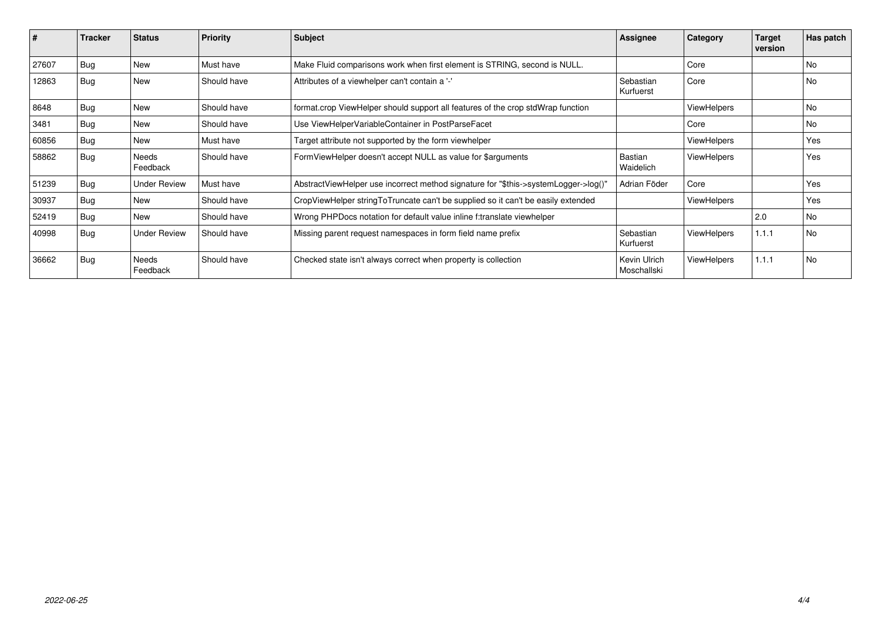| # | Tracker | Status | Priority | Subject | Assignee | Category | Target version | Has patch |
|---|---|---|---|---|---|---|---|---|
| 27607 | Bug | New | Must have | Make Fluid comparisons work when first element is STRING, second is NULL. | | Core | | No |
| 12863 | Bug | New | Should have | Attributes of a viewhelper can't contain a '-' | Sebastian Kurfuerst | Core | | No |
| 8648 | Bug | New | Should have | format.crop ViewHelper should support all features of the crop stdWrap function | | ViewHelpers | | No |
| 3481 | Bug | New | Should have | Use ViewHelperVariableContainer in PostParseFacet | | Core | | No |
| 60856 | Bug | New | Must have | Target attribute not supported by the form viewhelper | | ViewHelpers | | Yes |
| 58862 | Bug | Needs Feedback | Should have | FormViewHelper doesn't accept NULL as value for $arguments | Bastian Waidelich | ViewHelpers | | Yes |
| 51239 | Bug | Under Review | Must have | AbstractViewHelper use incorrect method signature for "$this->systemLogger->log()" | Adrian Föder | Core | | Yes |
| 30937 | Bug | New | Should have | CropViewHelper stringToTruncate can't be supplied so it can't be easily extended | | ViewHelpers | | Yes |
| 52419 | Bug | New | Should have | Wrong PHPDocs notation for default value inline f:translate viewhelper | | | 2.0 | No |
| 40998 | Bug | Under Review | Should have | Missing parent request namespaces in form field name prefix | Sebastian Kurfuerst | ViewHelpers | 1.1.1 | No |
| 36662 | Bug | Needs Feedback | Should have | Checked state isn't always correct when property is collection | Kevin Ulrich Moschallski | ViewHelpers | 1.1.1 | No |